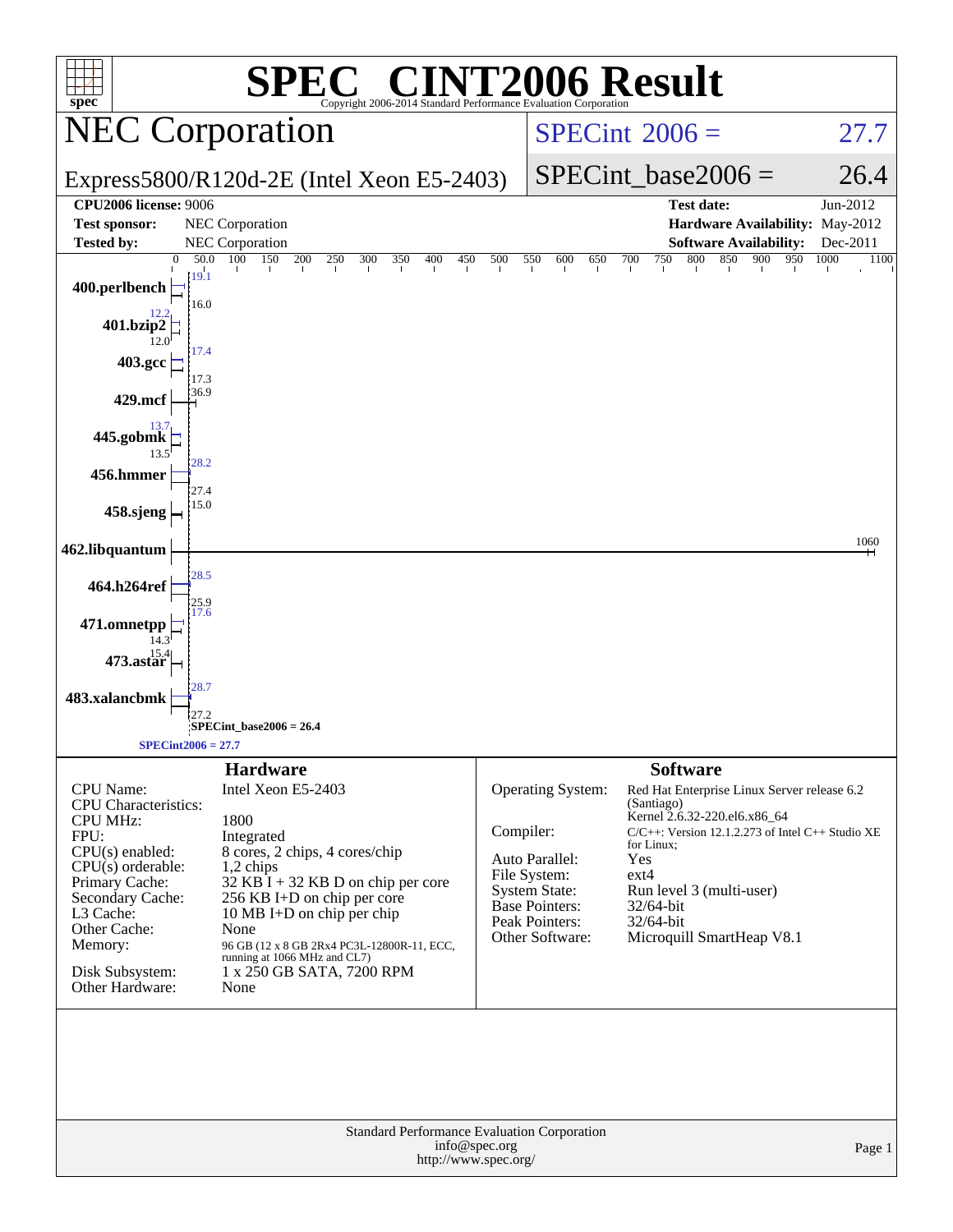# SPEC CINT2006 Result

Copyright 2006-2014 Standard Performance Evaluation Corporation

## NEC Corporation

Express5800/R120d-2E (Intel Xeon E5-2403)

SPECint 2006 = 27.7

SPECint_base2006 = 26.4

| | | | |
|---|---|---|---|
| **CPU2006 license:** 9006 | | **Test date:** | Jun-2012 |
| **Test sponsor:** | NEC Corporation | **Hardware Availability:** | May-2012 |
| **Tested by:** | NEC Corporation | **Software Availability:** | Dec-2011 |

| Benchmark | Peak | Base |
|---|---|---|
| 400.perlbench | 19.1 | 16.0 |
| 401.bzip2 | 12.2 | 12.0 |
| 403.gcc | 17.4 | 17.3 |
| 429.mcf | 36.9 | |
| 445.gobmk | 13.7 | 13.5 |
| 456.hmmer | 28.2 | 27.4 |
| 458.sjeng | 15.0 | |
| 462.libquantum | 1060 | |
| 464.h264ref | 28.5 | 25.9 |
| 471.omnetpp | 17.6 | 14.3 |
| 473.astar | 15.4 | |
| 483.xalancbmk | 28.7 | 27.2 |

SPECint_base2006 = 26.4

SPECint2006 = 27.7

### Hardware

| | |
|---|---|
| CPU Name: | Intel Xeon E5-2403 |
| CPU Characteristics: | |
| CPU MHz: | 1800 |
| FPU: | Integrated |
| CPU(s) enabled: | 8 cores, 2 chips, 4 cores/chip |
| CPU(s) orderable: | 1,2 chips |
| Primary Cache: | 32 KB I + 32 KB D on chip per core |
| Secondary Cache: | 256 KB I+D on chip per core |
| L3 Cache: | 10 MB I+D on chip per chip |
| Other Cache: | None |
| Memory: | 96 GB (12 x 8 GB 2Rx4 PC3L-12800R-11, ECC, running at 1066 MHz and CL7) |
| Disk Subsystem: | 1 x 250 GB SATA, 7200 RPM |
| Other Hardware: | None |

### Software

| | |
|---|---|
| Operating System: | Red Hat Enterprise Linux Server release 6.2 (Santiago) Kernel 2.6.32-220.el6.x86_64 |
| Compiler: | C/C++: Version 12.1.2.273 of Intel C++ Studio XE for Linux; |
| Auto Parallel: | Yes |
| File System: | ext4 |
| System State: | Run level 3 (multi-user) |
| Base Pointers: | 32/64-bit |
| Peak Pointers: | 32/64-bit |
| Other Software: | Microquill SmartHeap V8.1 |

Standard Performance Evaluation Corporation
info@spec.org
http://www.spec.org/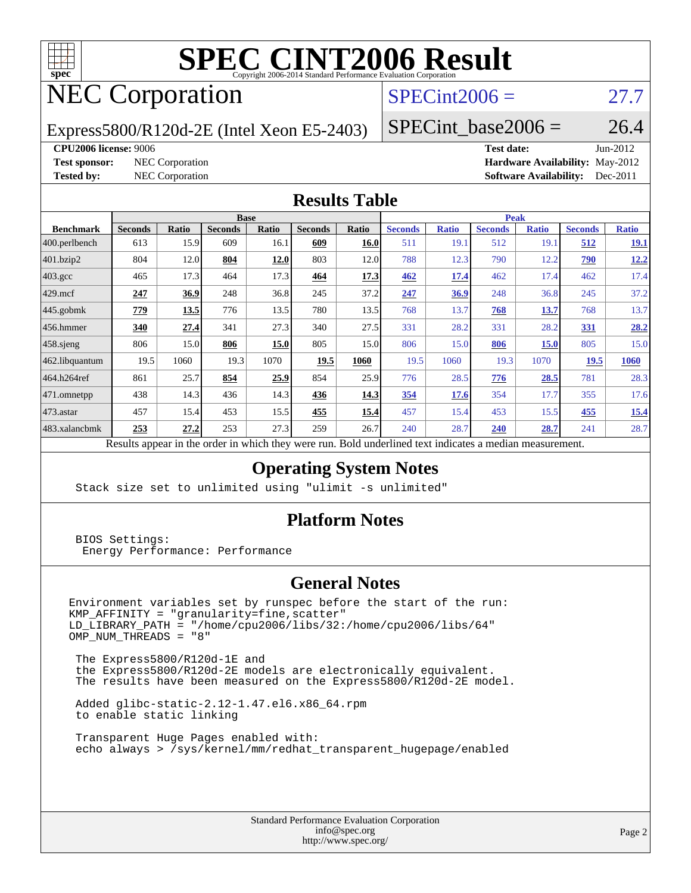# SPEC CINT2006 Result

Copyright 2006-2014 Standard Performance Evaluation Corporation

## NEC Corporation

Express5800/R120d-2E (Intel Xeon E5-2403)

SPECint2006 = 27.7

SPECint_base2006 = 26.4

**CPU2006 license:** 9006

**Test sponsor:** NEC Corporation

**Tested by:** NEC Corporation

**Test date:** Jun-2012

**Hardware Availability:** May-2012

**Software Availability:** Dec-2011

## Results Table

| Benchmark | Base | | | | | | Peak | | | | | |
|---|---|---|---|---|---|---|---|---|---|---|---|---|
| | Seconds | Ratio | Seconds | Ratio | Seconds | Ratio | Seconds | Ratio | Seconds | Ratio | Seconds | Ratio |
| 400.perlbench | 613 | 15.9 | 609 | 16.1 | **609** | **16.0** | 511 | 19.1 | 512 | 19.1 | **512** | **19.1** |
| 401.bzip2 | 804 | 12.0 | **804** | **12.0** | 803 | 12.0 | 788 | 12.3 | 790 | 12.2 | **790** | **12.2** |
| 403.gcc | 465 | 17.3 | 464 | 17.3 | **464** | **17.3** | **462** | **17.4** | 462 | 17.4 | 462 | 17.4 |
| 429.mcf | **247** | **36.9** | 248 | 36.8 | 245 | 37.2 | **247** | **36.9** | 248 | 36.8 | 245 | 37.2 |
| 445.gobmk | **779** | **13.5** | 776 | 13.5 | 780 | 13.5 | 768 | 13.7 | **768** | **13.7** | 768 | 13.7 |
| 456.hmmer | **340** | **27.4** | 341 | 27.3 | 340 | 27.5 | 331 | 28.2 | 331 | 28.2 | **331** | **28.2** |
| 458.sjeng | 806 | 15.0 | **806** | **15.0** | 805 | 15.0 | 806 | 15.0 | **806** | **15.0** | 805 | 15.0 |
| 462.libquantum | 19.5 | 1060 | 19.3 | 1070 | **19.5** | **1060** | 19.5 | 1060 | 19.3 | 1070 | **19.5** | **1060** |
| 464.h264ref | 861 | 25.7 | **854** | **25.9** | 854 | 25.9 | 776 | 28.5 | **776** | **28.5** | 781 | 28.3 |
| 471.omnetpp | 438 | 14.3 | 436 | 14.3 | **436** | **14.3** | **354** | **17.6** | 354 | 17.7 | 355 | 17.6 |
| 473.astar | 457 | 15.4 | 453 | 15.5 | **455** | **15.4** | 457 | 15.4 | 453 | 15.5 | **455** | **15.4** |
| 483.xalancbmk | **253** | **27.2** | 253 | 27.3 | 259 | 26.7 | 240 | 28.7 | **240** | **28.7** | 241 | 28.7 |

Results appear in the order in which they were run. Bold underlined text indicates a median measurement.

## Operating System Notes

```
Stack size set to unlimited using "ulimit -s unlimited"
```

## Platform Notes

```
BIOS Settings:
 Energy Performance: Performance
```

## General Notes

```
Environment variables set by runspec before the start of the run:
KMP_AFFINITY = "granularity=fine,scatter"
LD_LIBRARY_PATH = "/home/cpu2006/libs/32:/home/cpu2006/libs/64"
OMP_NUM_THREADS = "8"

 The Express5800/R120d-1E and
 the Express5800/R120d-2E models are electronically equivalent.
 The results have been measured on the Express5800/R120d-2E model.

 Added glibc-static-2.12-1.47.el6.x86_64.rpm
 to enable static linking

 Transparent Huge Pages enabled with:
 echo always > /sys/kernel/mm/redhat_transparent_hugepage/enabled
```

Standard Performance Evaluation Corporation
info@spec.org
http://www.spec.org/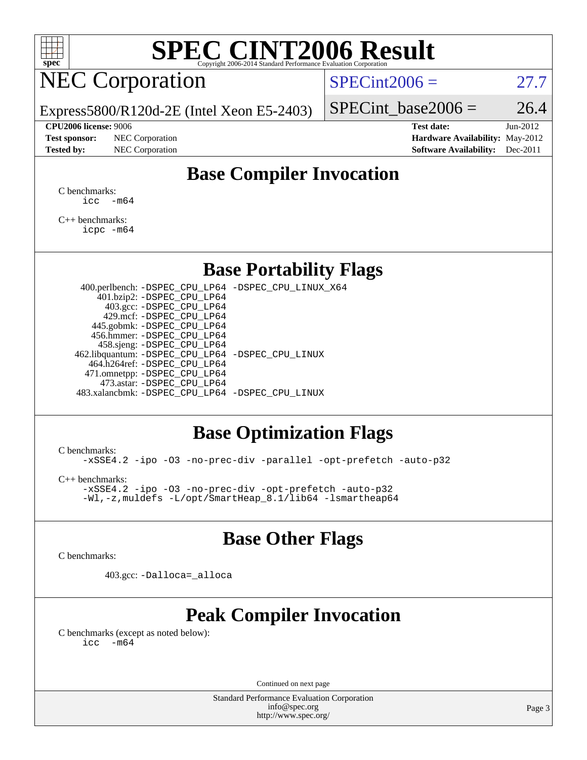# SPEC CINT2006 Result

Copyright 2006-2014 Standard Performance Evaluation Corporation

## NEC Corporation

Express5800/R120d-2E (Intel Xeon E5-2403)

SPECint2006 = 27.7

SPECint_base2006 = 26.4

| | | | |
|---|---|---|---|
| **CPU2006 license:** 9006 | | **Test date:** | Jun-2012 |
| **Test sponsor:** | NEC Corporation | **Hardware Availability:** | May-2012 |
| **Tested by:** | NEC Corporation | **Software Availability:** | Dec-2011 |

## Base Compiler Invocation

C benchmarks:
```
icc -m64
```

C++ benchmarks:
```
icpc -m64
```

## Base Portability Flags

```
400.perlbench: -DSPEC_CPU_LP64 -DSPEC_CPU_LINUX_X64
    401.bzip2: -DSPEC_CPU_LP64
      403.gcc: -DSPEC_CPU_LP64
      429.mcf: -DSPEC_CPU_LP64
   445.gobmk: -DSPEC_CPU_LP64
   456.hmmer: -DSPEC_CPU_LP64
   458.sjeng: -DSPEC_CPU_LP64
462.libquantum: -DSPEC_CPU_LP64 -DSPEC_CPU_LINUX
  464.h264ref: -DSPEC_CPU_LP64
 471.omnetpp: -DSPEC_CPU_LP64
   473.astar: -DSPEC_CPU_LP64
483.xalancbmk: -DSPEC_CPU_LP64 -DSPEC_CPU_LINUX
```

## Base Optimization Flags

C benchmarks:
```
-xSSE4.2 -ipo -O3 -no-prec-div -parallel -opt-prefetch -auto-p32
```

C++ benchmarks:
```
-xSSE4.2 -ipo -O3 -no-prec-div -opt-prefetch -auto-p32
-Wl,-z,muldefs -L/opt/SmartHeap_8.1/lib64 -lsmartheap64
```

## Base Other Flags

C benchmarks:

```
403.gcc: -Dalloca=_alloca
```

## Peak Compiler Invocation

C benchmarks (except as noted below):
```
icc -m64
```

Continued on next page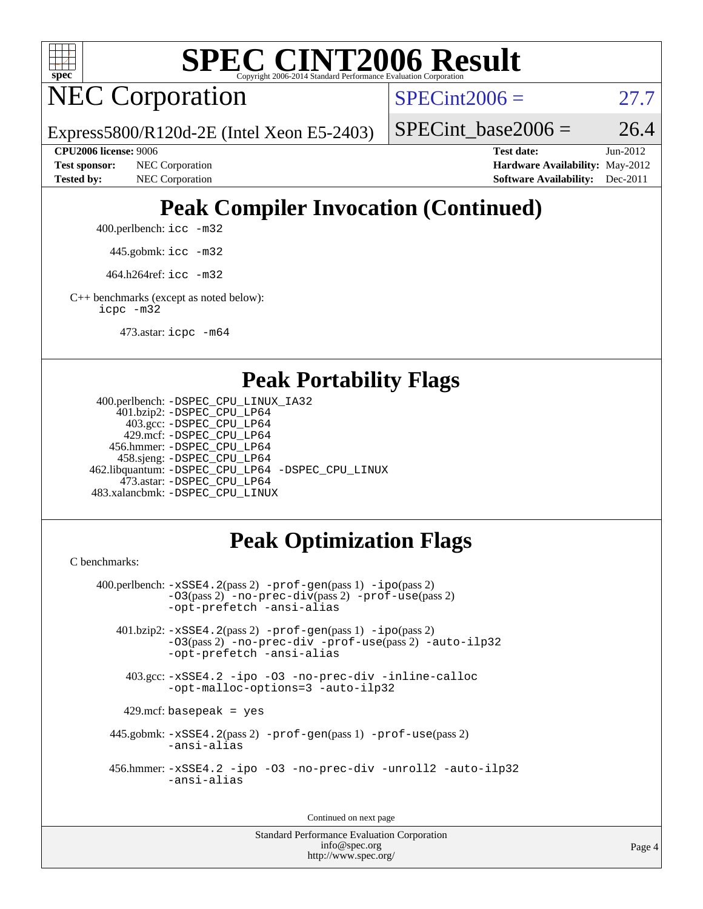# SPEC CINT2006 Result

## NEC Corporation

Express5800/R120d-2E (Intel Xeon E5-2403)

SPECint2006 = 27.7

SPECint_base2006 = 26.4

**CPU2006 license:** 9006
**Test sponsor:** NEC Corporation
**Tested by:** NEC Corporation

**Test date:** Jun-2012
**Hardware Availability:** May-2012
**Software Availability:** Dec-2011

## Peak Compiler Invocation (Continued)

400.perlbench: `icc -m32`

445.gobmk: `icc -m32`

464.h264ref: `icc -m32`

C++ benchmarks (except as noted below):
`icpc -m32`

473.astar: `icpc -m64`

## Peak Portability Flags

400.perlbench: `-DSPEC_CPU_LINUX_IA32`
401.bzip2: `-DSPEC_CPU_LP64`
403.gcc: `-DSPEC_CPU_LP64`
429.mcf: `-DSPEC_CPU_LP64`
456.hmmer: `-DSPEC_CPU_LP64`
458.sjeng: `-DSPEC_CPU_LP64`
462.libquantum: `-DSPEC_CPU_LP64 -DSPEC_CPU_LINUX`
473.astar: `-DSPEC_CPU_LP64`
483.xalancbmk: `-DSPEC_CPU_LINUX`

## Peak Optimization Flags

C benchmarks:

400.perlbench: `-xSSE4.2`(pass 2) `-prof-gen`(pass 1) `-ipo`(pass 2) `-O3`(pass 2) `-no-prec-div`(pass 2) `-prof-use`(pass 2) `-opt-prefetch -ansi-alias`

401.bzip2: `-xSSE4.2`(pass 2) `-prof-gen`(pass 1) `-ipo`(pass 2) `-O3`(pass 2) `-no-prec-div -prof-use`(pass 2) `-auto-ilp32 -opt-prefetch -ansi-alias`

403.gcc: `-xSSE4.2 -ipo -O3 -no-prec-div -inline-calloc -opt-malloc-options=3 -auto-ilp32`

429.mcf: `basepeak = yes`

445.gobmk: `-xSSE4.2`(pass 2) `-prof-gen`(pass 1) `-prof-use`(pass 2) `-ansi-alias`

456.hmmer: `-xSSE4.2 -ipo -O3 -no-prec-div -unroll2 -auto-ilp32 -ansi-alias`

Continued on next page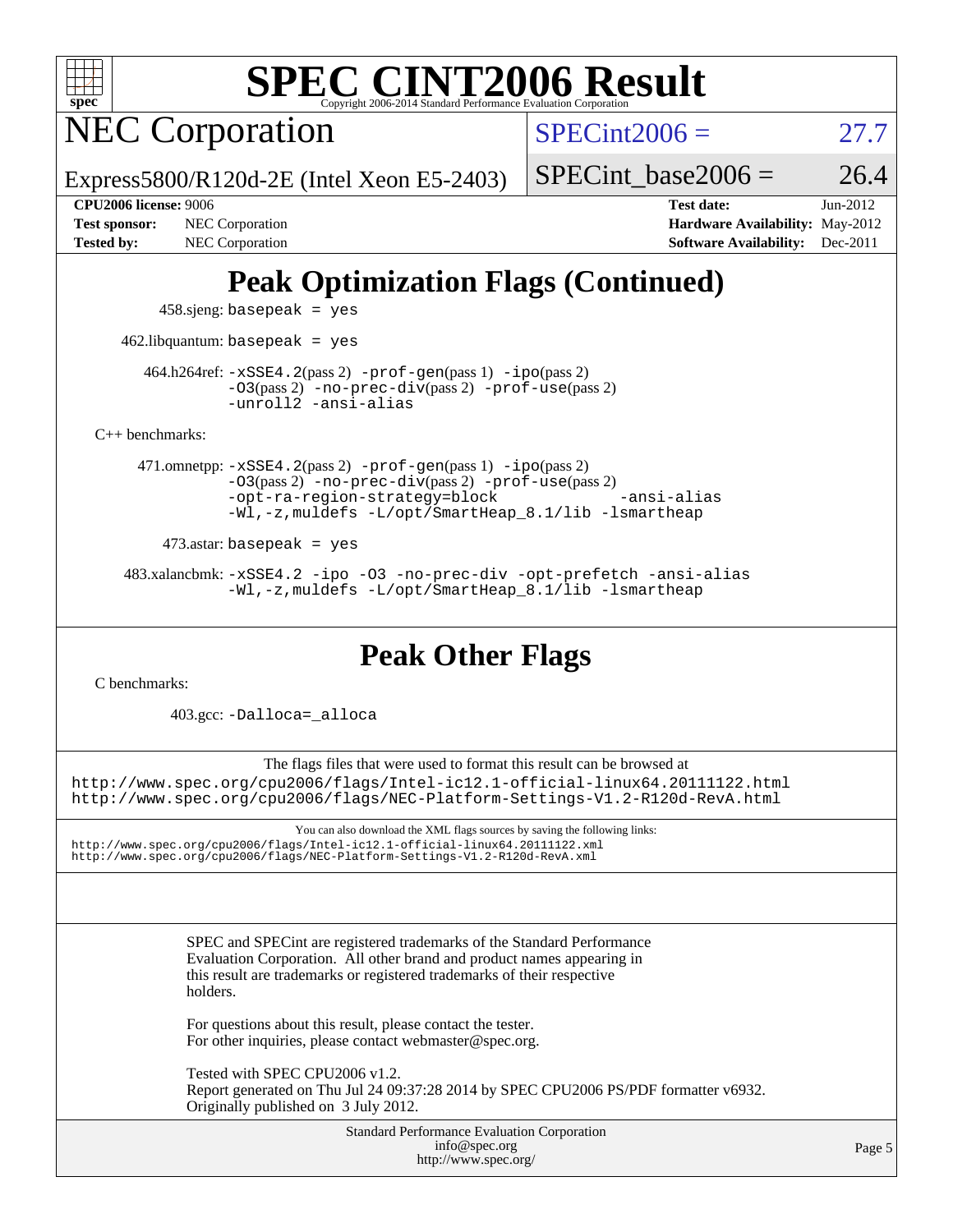# SPEC CINT2006 Result

Copyright 2006-2014 Standard Performance Evaluation Corporation

## NEC Corporation

Express5800/R120d-2E (Intel Xeon E5-2403)

SPECint2006 = 27.7

SPECint_base2006 = 26.4

**CPU2006 license:** 9006
**Test sponsor:** NEC Corporation
**Tested by:** NEC Corporation

**Test date:** Jun-2012
**Hardware Availability:** May-2012
**Software Availability:** Dec-2011

## Peak Optimization Flags (Continued)

458.sjeng: basepeak = yes

462.libquantum: basepeak = yes

464.h264ref: -xSSE4.2(pass 2) -prof-gen(pass 1) -ipo(pass 2) -O3(pass 2) -no-prec-div(pass 2) -prof-use(pass 2) -unroll2 -ansi-alias

C++ benchmarks:

471.omnetpp: -xSSE4.2(pass 2) -prof-gen(pass 1) -ipo(pass 2) -O3(pass 2) -no-prec-div(pass 2) -prof-use(pass 2) -opt-ra-region-strategy=block -ansi-alias -Wl,-z,muldefs -L/opt/SmartHeap_8.1/lib -lsmartheap

473.astar: basepeak = yes

483.xalancbmk: -xSSE4.2 -ipo -O3 -no-prec-div -opt-prefetch -ansi-alias -Wl,-z,muldefs -L/opt/SmartHeap_8.1/lib -lsmartheap

## Peak Other Flags

C benchmarks:

403.gcc: -Dalloca=_alloca

The flags files that were used to format this result can be browsed at
http://www.spec.org/cpu2006/flags/Intel-ic12.1-official-linux64.20111122.html
http://www.spec.org/cpu2006/flags/NEC-Platform-Settings-V1.2-R120d-RevA.html

You can also download the XML flags sources by saving the following links:
http://www.spec.org/cpu2006/flags/Intel-ic12.1-official-linux64.20111122.xml
http://www.spec.org/cpu2006/flags/NEC-Platform-Settings-V1.2-R120d-RevA.xml

SPEC and SPECint are registered trademarks of the Standard Performance Evaluation Corporation. All other brand and product names appearing in this result are trademarks or registered trademarks of their respective holders.

For questions about this result, please contact the tester.
For other inquiries, please contact webmaster@spec.org.

Tested with SPEC CPU2006 v1.2.
Report generated on Thu Jul 24 09:37:28 2014 by SPEC CPU2006 PS/PDF formatter v6932.
Originally published on 3 July 2012.